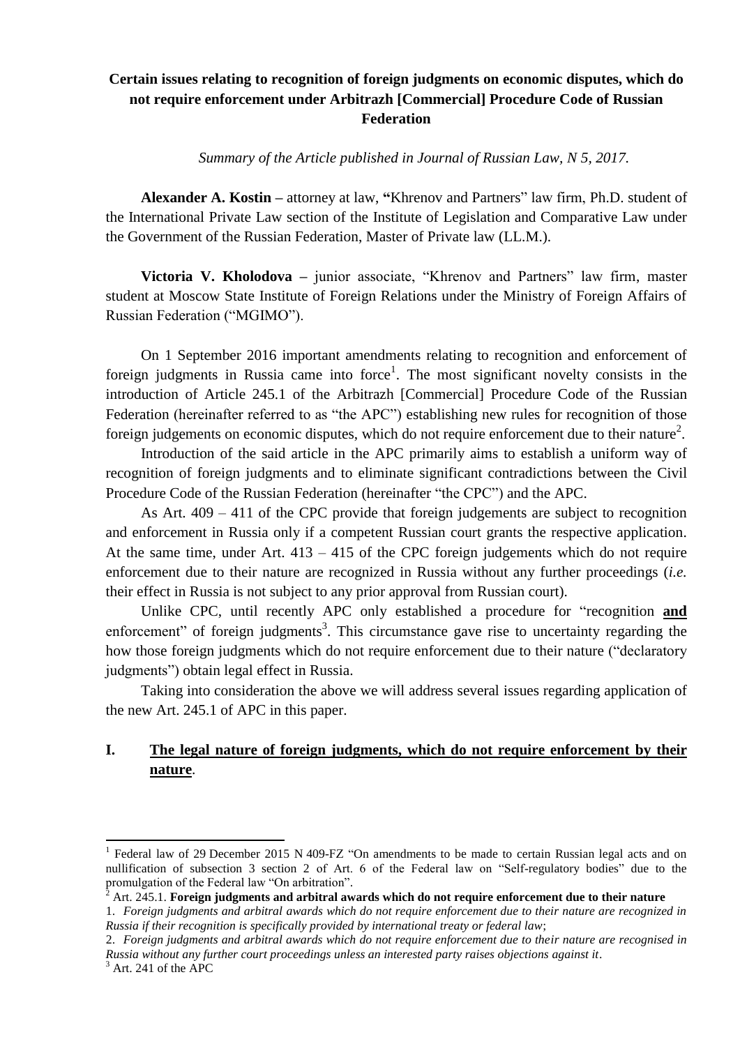**Certain issues relating to recognition of foreign judgments on economic disputes, which do not require enforcement under Arbitrazh [Commercial] Procedure Code of Russian Federation**

*Summary of the Article published in Journal of Russian Law, N 5, 2017.*

**Alexander A. Kostin –** attorney at law, **"**Khrenov and Partners" law firm, Ph.D. student of the International Private Law section of the Institute of Legislation and Comparative Law under the Government of the Russian Federation, Master of Private law (LL.M.).

**Victoria V. Kholodova –** junior associate, "Khrenov and Partners" law firm, master student at Moscow State Institute of Foreign Relations under the Ministry of Foreign Affairs of Russian Federation ("MGIMO").

On 1 September 2016 important amendments relating to recognition and enforcement of foreign judgments in Russia came into force[1]. The most significant novelty consists in the introduction of Article 245.1 of the Arbitrazh [Commercial] Procedure Code of the Russian Federation (hereinafter referred to as "the APC") establishing new rules for recognition of those foreign judgements on economic disputes, which do not require enforcement due to their nature[2].

Introduction of the said article in the APC primarily aims to establish a uniform way of recognition of foreign judgments and to eliminate significant contradictions between the Civil Procedure Code of the Russian Federation (hereinafter "the CPC") and the APC.

As Art. 409 – 411 of the CPC provide that foreign judgements are subject to recognition and enforcement in Russia only if a competent Russian court grants the respective application. At the same time, under Art. 413 – 415 of the CPC foreign judgements which do not require enforcement due to their nature are recognized in Russia without any further proceedings (*i.e.* their effect in Russia is not subject to any prior approval from Russian court).

Unlike CPC, until recently APC only established a procedure for "recognition **and** enforcement" of foreign judgments[3]. This circumstance gave rise to uncertainty regarding the how those foreign judgments which do not require enforcement due to their nature ("declaratory judgments") obtain legal effect in Russia.

Taking into consideration the above we will address several issues regarding application of the new Art. 245.1 of APC in this paper.

## I. The legal nature of foreign judgments, which do not require enforcement by their nature.

---

[1] Federal law of 29 December 2015 N 409-FZ "On amendments to be made to certain Russian legal acts and on nullification of subsection 3 section 2 of Art. 6 of the Federal law on "Self-regulatory bodies" due to the promulgation of the Federal law "On arbitration".

[2] Art. 245.1. **Foreign judgments and arbitral awards which do not require enforcement due to their nature**

1. *Foreign judgments and arbitral awards which do not require enforcement due to their nature are recognized in Russia if their recognition is specifically provided by international treaty or federal law*;

2. *Foreign judgments and arbitral awards which do not require enforcement due to their nature are recognised in Russia without any further court proceedings unless an interested party raises objections against it*.

[3] Art. 241 of the APC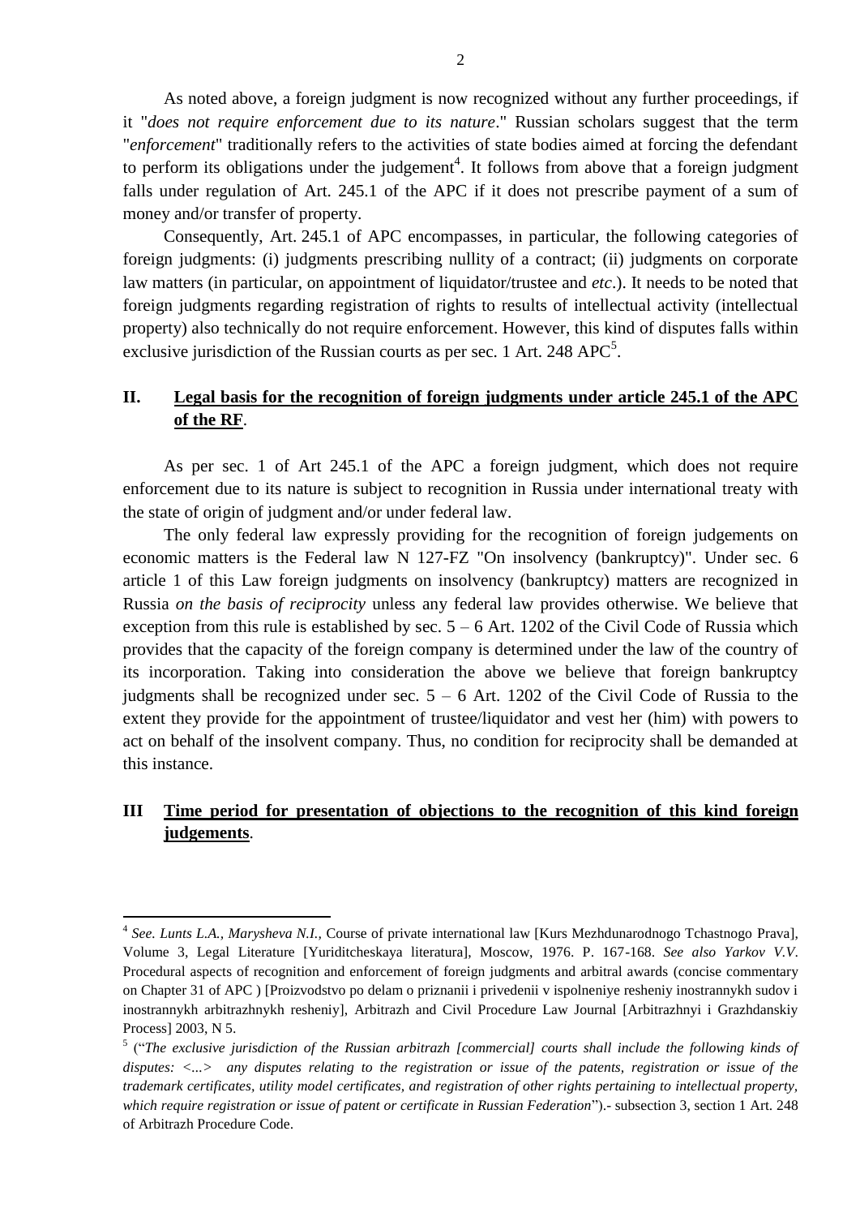As noted above, a foreign judgment is now recognized without any further proceedings, if it "*does not require enforcement due to its nature*." Russian scholars suggest that the term "*enforcement*" traditionally refers to the activities of state bodies aimed at forcing the defendant to perform its obligations under the judgement[4]. It follows from above that a foreign judgment falls under regulation of Art. 245.1 of the APC if it does not prescribe payment of a sum of money and/or transfer of property.

Consequently, Art. 245.1 of APC encompasses, in particular, the following categories of foreign judgments: (i) judgments prescribing nullity of a contract; (ii) judgments on corporate law matters (in particular, on appointment of liquidator/trustee and *etc*.). It needs to be noted that foreign judgments regarding registration of rights to results of intellectual activity (intellectual property) also technically do not require enforcement. However, this kind of disputes falls within exclusive jurisdiction of the Russian courts as per sec. 1 Art. 248 APC[5].

## II. Legal basis for the recognition of foreign judgments under article 245.1 of the APC of the RF.

As per sec. 1 of Art 245.1 of the APC a foreign judgment, which does not require enforcement due to its nature is subject to recognition in Russia under international treaty with the state of origin of judgment and/or under federal law.

The only federal law expressly providing for the recognition of foreign judgements on economic matters is the Federal law N 127-FZ "On insolvency (bankruptcy)". Under sec. 6 article 1 of this Law foreign judgments on insolvency (bankruptcy) matters are recognized in Russia *on the basis of reciprocity* unless any federal law provides otherwise. We believe that exception from this rule is established by sec. 5 – 6 Art. 1202 of the Civil Code of Russia which provides that the capacity of the foreign company is determined under the law of the country of its incorporation. Taking into consideration the above we believe that foreign bankruptcy judgments shall be recognized under sec. 5 – 6 Art. 1202 of the Civil Code of Russia to the extent they provide for the appointment of trustee/liquidator and vest her (him) with powers to act on behalf of the insolvent company. Thus, no condition for reciprocity shall be demanded at this instance.

## III Time period for presentation of objections to the recognition of this kind foreign judgements.

---

[4] *See. Lunts L.A., Marysheva N.I.,* Course of private international law [Kurs Mezhdunarodnogo Tchastnogo Prava], Volume 3, Legal Literature [Yuriditcheskaya literatura], Moscow, 1976. P. 167-168. *See also Yarkov V.V*. Procedural aspects of recognition and enforcement of foreign judgments and arbitral awards (concise commentary on Chapter 31 of APC ) [Proizvodstvo po delam o priznanii i privedenii v ispolneniye resheniy inostrannykh sudov i inostrannykh arbitrazhnykh resheniy], Arbitrazh and Civil Procedure Law Journal [Arbitrazhnyi i Grazhdanskiy Process] 2003, N 5.

[5] ("*The exclusive jurisdiction of the Russian arbitrazh [commercial] courts shall include the following kinds of disputes: <...> any disputes relating to the registration or issue of the patents, registration or issue of the trademark certificates, utility model certificates, and registration of other rights pertaining to intellectual property, which require registration or issue of patent or certificate in Russian Federation*").- subsection 3, section 1 Art. 248 of Arbitrazh Procedure Code.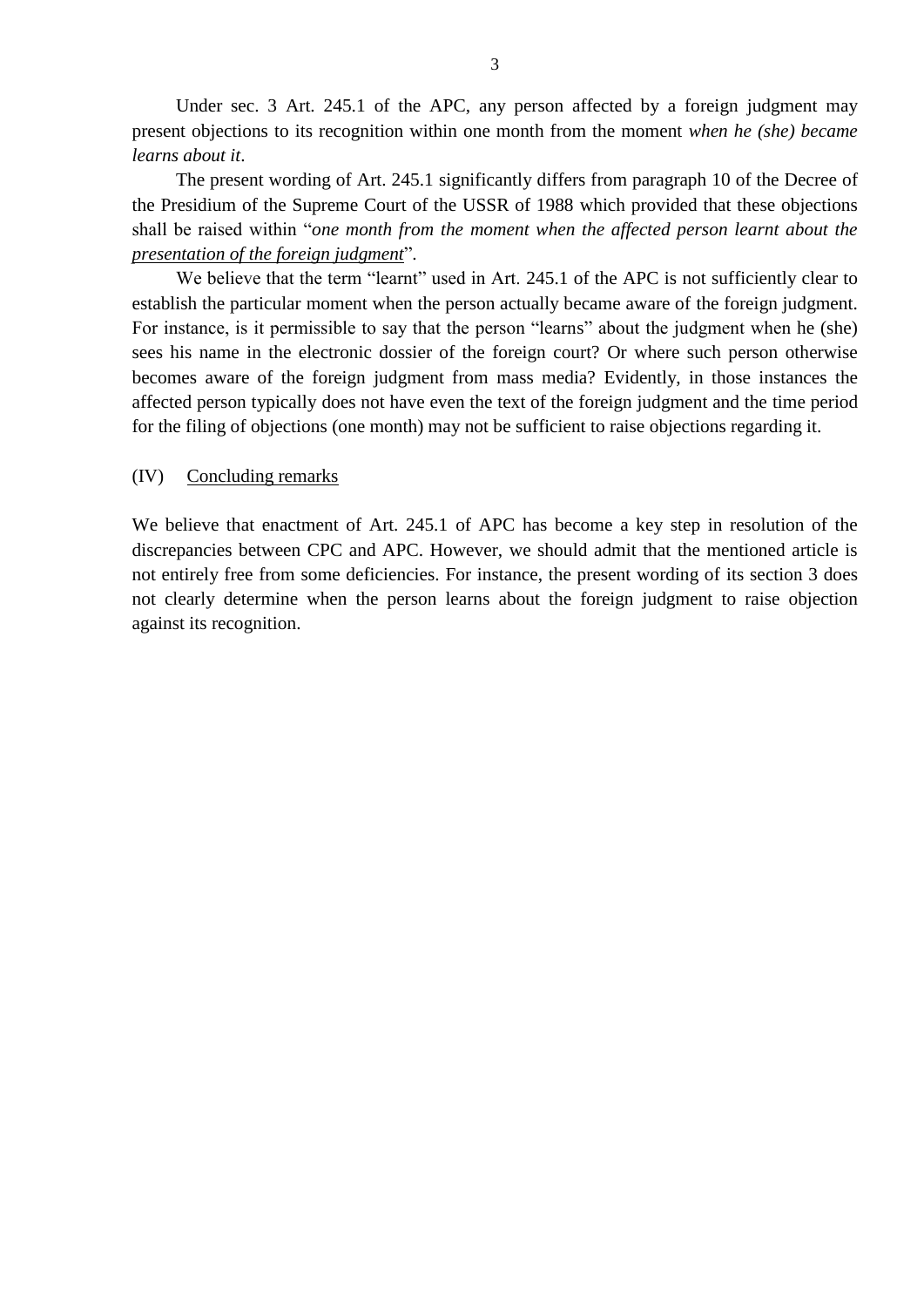Under sec. 3 Art. 245.1 of the APC, any person affected by a foreign judgment may present objections to its recognition within one month from the moment *when he (she) became learns about it*.

The present wording of Art. 245.1 significantly differs from paragraph 10 of the Decree of the Presidium of the Supreme Court of the USSR of 1988 which provided that these objections shall be raised within "*one month from the moment when the affected person learnt about the <u>presentation of the foreign judgment</u>*".

We believe that the term "learnt" used in Art. 245.1 of the APC is not sufficiently clear to establish the particular moment when the person actually became aware of the foreign judgment. For instance, is it permissible to say that the person "learns" about the judgment when he (she) sees his name in the electronic dossier of the foreign court? Or where such person otherwise becomes aware of the foreign judgment from mass media? Evidently, in those instances the affected person typically does not have even the text of the foreign judgment and the time period for the filing of objections (one month) may not be sufficient to raise objections regarding it.

## (IV) <u>Concluding remarks</u>

We believe that enactment of Art. 245.1 of APC has become a key step in resolution of the discrepancies between CPC and APC. However, we should admit that the mentioned article is not entirely free from some deficiencies. For instance, the present wording of its section 3 does not clearly determine when the person learns about the foreign judgment to raise objection against its recognition.